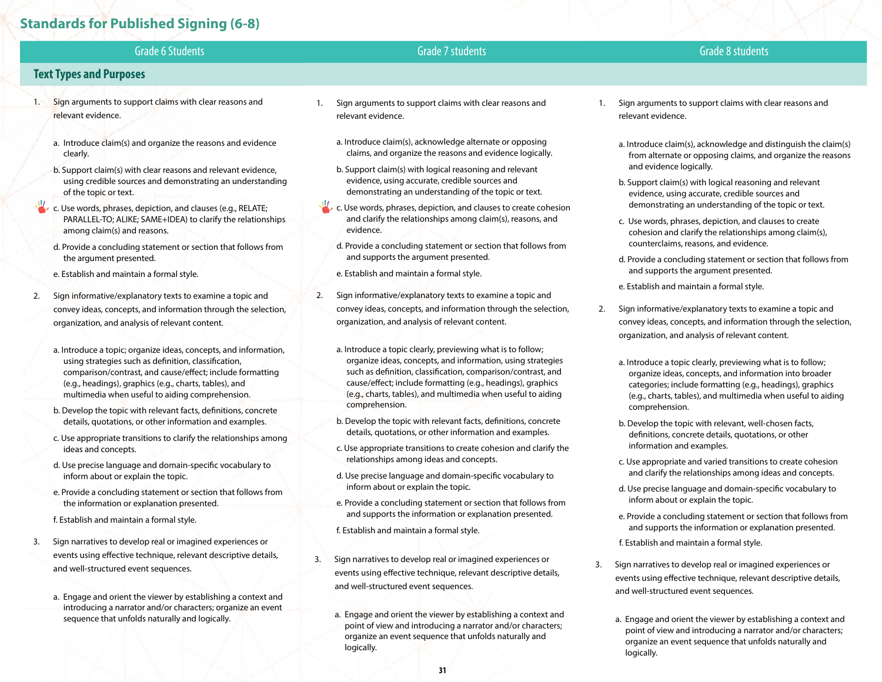## Standards for Published Signing (6-8)

### Text Types and Purposes

#### Grade 6 Students

1. Sign arguments to support claims with clear reasons and relevant evidence.

   a. Introduce claim(s) and organize the reasons and evidence clearly.

   b. Support claim(s) with clear reasons and relevant evidence, using credible sources and demonstrating an understanding of the topic or text.

   c. Use words, phrases, depiction, and clauses (e.g., RELATE; PARALLEL-TO; ALIKE; SAME+IDEA) to clarify the relationships among claim(s) and reasons.

   d. Provide a concluding statement or section that follows from the argument presented.

   e. Establish and maintain a formal style.

2. Sign informative/explanatory texts to examine a topic and convey ideas, concepts, and information through the selection, organization, and analysis of relevant content.

   a. Introduce a topic; organize ideas, concepts, and information, using strategies such as definition, classification, comparison/contrast, and cause/effect; include formatting (e.g., headings), graphics (e.g., charts, tables), and multimedia when useful to aiding comprehension.

   b. Develop the topic with relevant facts, definitions, concrete details, quotations, or other information and examples.

   c. Use appropriate transitions to clarify the relationships among ideas and concepts.

   d. Use precise language and domain-specific vocabulary to inform about or explain the topic.

   e. Provide a concluding statement or section that follows from the information or explanation presented.

   f. Establish and maintain a formal style.

3. Sign narratives to develop real or imagined experiences or events using effective technique, relevant descriptive details, and well-structured event sequences.

   a. Engage and orient the viewer by establishing a context and introducing a narrator and/or characters; organize an event sequence that unfolds naturally and logically.

#### Grade 7 students

1. Sign arguments to support claims with clear reasons and relevant evidence.

   a. Introduce claim(s), acknowledge alternate or opposing claims, and organize the reasons and evidence logically.

   b. Support claim(s) with logical reasoning and relevant evidence, using accurate, credible sources and demonstrating an understanding of the topic or text.

   c. Use words, phrases, depiction, and clauses to create cohesion and clarify the relationships among claim(s), reasons, and evidence.

   d. Provide a concluding statement or section that follows from and supports the argument presented.

   e. Establish and maintain a formal style.

2. Sign informative/explanatory texts to examine a topic and convey ideas, concepts, and information through the selection, organization, and analysis of relevant content.

   a. Introduce a topic clearly, previewing what is to follow; organize ideas, concepts, and information, using strategies such as definition, classification, comparison/contrast, and cause/effect; include formatting (e.g., headings), graphics (e.g., charts, tables), and multimedia when useful to aiding comprehension.

   b. Develop the topic with relevant facts, definitions, concrete details, quotations, or other information and examples.

   c. Use appropriate transitions to create cohesion and clarify the relationships among ideas and concepts.

   d. Use precise language and domain-specific vocabulary to inform about or explain the topic.

   e. Provide a concluding statement or section that follows from and supports the information or explanation presented.

   f. Establish and maintain a formal style.

3. Sign narratives to develop real or imagined experiences or events using effective technique, relevant descriptive details, and well-structured event sequences.

   a. Engage and orient the viewer by establishing a context and point of view and introducing a narrator and/or characters; organize an event sequence that unfolds naturally and logically.

#### Grade 8 students

1. Sign arguments to support claims with clear reasons and relevant evidence.

   a. Introduce claim(s), acknowledge and distinguish the claim(s) from alternate or opposing claims, and organize the reasons and evidence logically.

   b. Support claim(s) with logical reasoning and relevant evidence, using accurate, credible sources and demonstrating an understanding of the topic or text.

   c. Use words, phrases, depiction, and clauses to create cohesion and clarify the relationships among claim(s), counterclaims, reasons, and evidence.

   d. Provide a concluding statement or section that follows from and supports the argument presented.

   e. Establish and maintain a formal style.

2. Sign informative/explanatory texts to examine a topic and convey ideas, concepts, and information through the selection, organization, and analysis of relevant content.

   a. Introduce a topic clearly, previewing what is to follow; organize ideas, concepts, and information into broader categories; include formatting (e.g., headings), graphics (e.g., charts, tables), and multimedia when useful to aiding comprehension.

   b. Develop the topic with relevant, well-chosen facts, definitions, concrete details, quotations, or other information and examples.

   c. Use appropriate and varied transitions to create cohesion and clarify the relationships among ideas and concepts.

   d. Use precise language and domain-specific vocabulary to inform about or explain the topic.

   e. Provide a concluding statement or section that follows from and supports the information or explanation presented.

   f. Establish and maintain a formal style.

3. Sign narratives to develop real or imagined experiences or events using effective technique, relevant descriptive details, and well-structured event sequences.

   a. Engage and orient the viewer by establishing a context and point of view and introducing a narrator and/or characters; organize an event sequence that unfolds naturally and logically.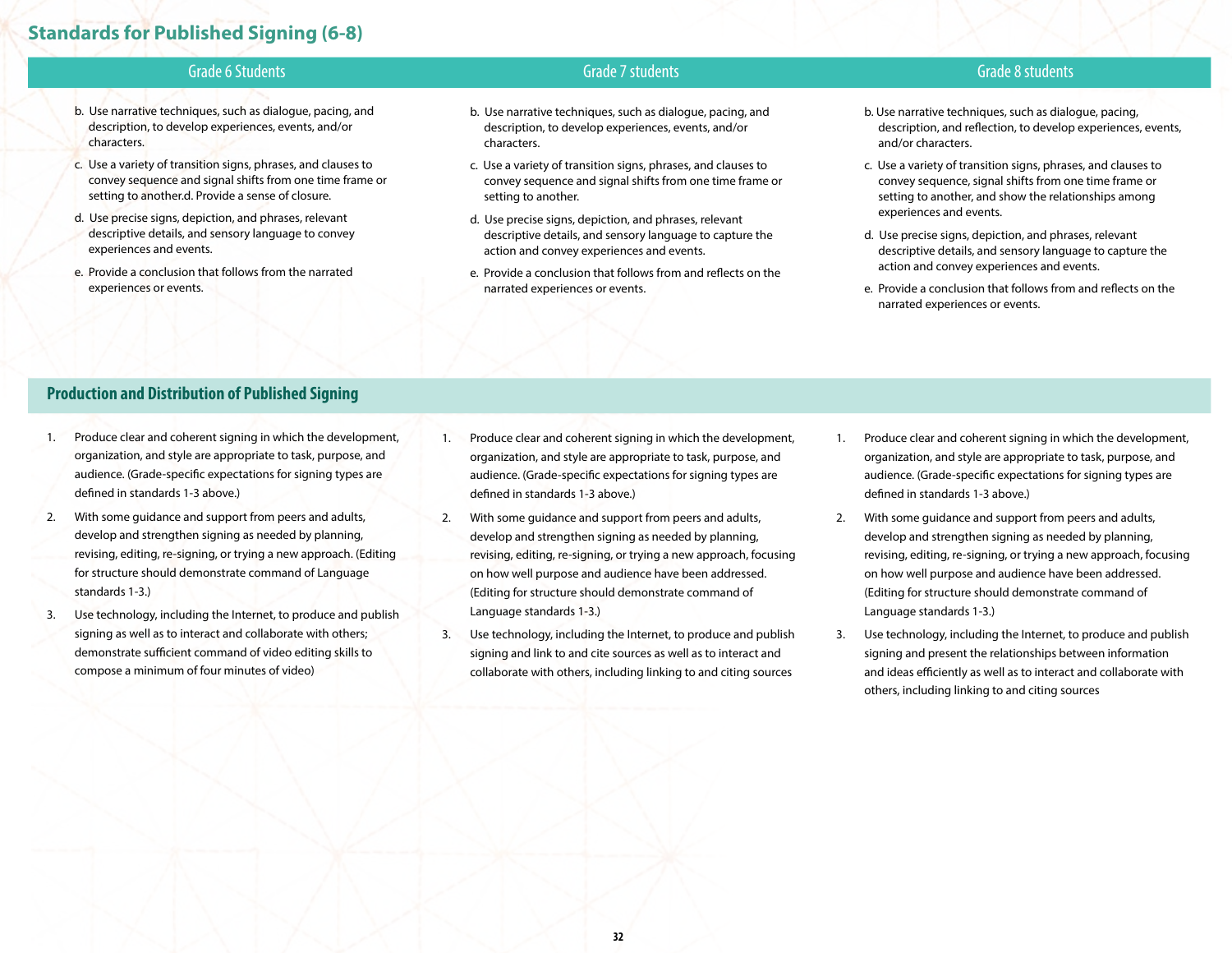## Standards for Published Signing (6-8)

| Grade 6 Students | Grade 7 students | Grade 8 students |
| --- | --- | --- |
| b. Use narrative techniques, such as dialogue, pacing, and description, to develop experiences, events, and/or characters. | b. Use narrative techniques, such as dialogue, pacing, and description, to develop experiences, events, and/or characters. | b. Use narrative techniques, such as dialogue, pacing, description, and reflection, to develop experiences, events, and/or characters. |
| c. Use a variety of transition signs, phrases, and clauses to convey sequence and signal shifts from one time frame or setting to another.d. Provide a sense of closure. | c. Use a variety of transition signs, phrases, and clauses to convey sequence and signal shifts from one time frame or setting to another. | c. Use a variety of transition signs, phrases, and clauses to convey sequence, signal shifts from one time frame or setting to another, and show the relationships among experiences and events. |
| d. Use precise signs, depiction, and phrases, relevant descriptive details, and sensory language to convey experiences and events. | d. Use precise signs, depiction, and phrases, relevant descriptive details, and sensory language to capture the action and convey experiences and events. | d. Use precise signs, depiction, and phrases, relevant descriptive details, and sensory language to capture the action and convey experiences and events. |
| e. Provide a conclusion that follows from the narrated experiences or events. | e. Provide a conclusion that follows from and reflects on the narrated experiences or events. | e. Provide a conclusion that follows from and reflects on the narrated experiences or events. |

### Production and Distribution of Published Signing

| Grade 6 Students | Grade 7 students | Grade 8 students |
| --- | --- | --- |
| 1. Produce clear and coherent signing in which the development, organization, and style are appropriate to task, purpose, and audience. (Grade-specific expectations for signing types are defined in standards 1-3 above.) | 1. Produce clear and coherent signing in which the development, organization, and style are appropriate to task, purpose, and audience. (Grade-specific expectations for signing types are defined in standards 1-3 above.) | 1. Produce clear and coherent signing in which the development, organization, and style are appropriate to task, purpose, and audience. (Grade-specific expectations for signing types are defined in standards 1-3 above.) |
| 2. With some guidance and support from peers and adults, develop and strengthen signing as needed by planning, revising, editing, re-signing, or trying a new approach. (Editing for structure should demonstrate command of Language standards 1-3.) | 2. With some guidance and support from peers and adults, develop and strengthen signing as needed by planning, revising, editing, re-signing, or trying a new approach, focusing on how well purpose and audience have been addressed. (Editing for structure should demonstrate command of Language standards 1-3.) | 2. With some guidance and support from peers and adults, develop and strengthen signing as needed by planning, revising, editing, re-signing, or trying a new approach, focusing on how well purpose and audience have been addressed. (Editing for structure should demonstrate command of Language standards 1-3.) |
| 3. Use technology, including the Internet, to produce and publish signing as well as to interact and collaborate with others; demonstrate sufficient command of video editing skills to compose a minimum of four minutes of video) | 3. Use technology, including the Internet, to produce and publish signing and link to and cite sources as well as to interact and collaborate with others, including linking to and citing sources | 3. Use technology, including the Internet, to produce and publish signing and present the relationships between information and ideas efficiently as well as to interact and collaborate with others, including linking to and citing sources |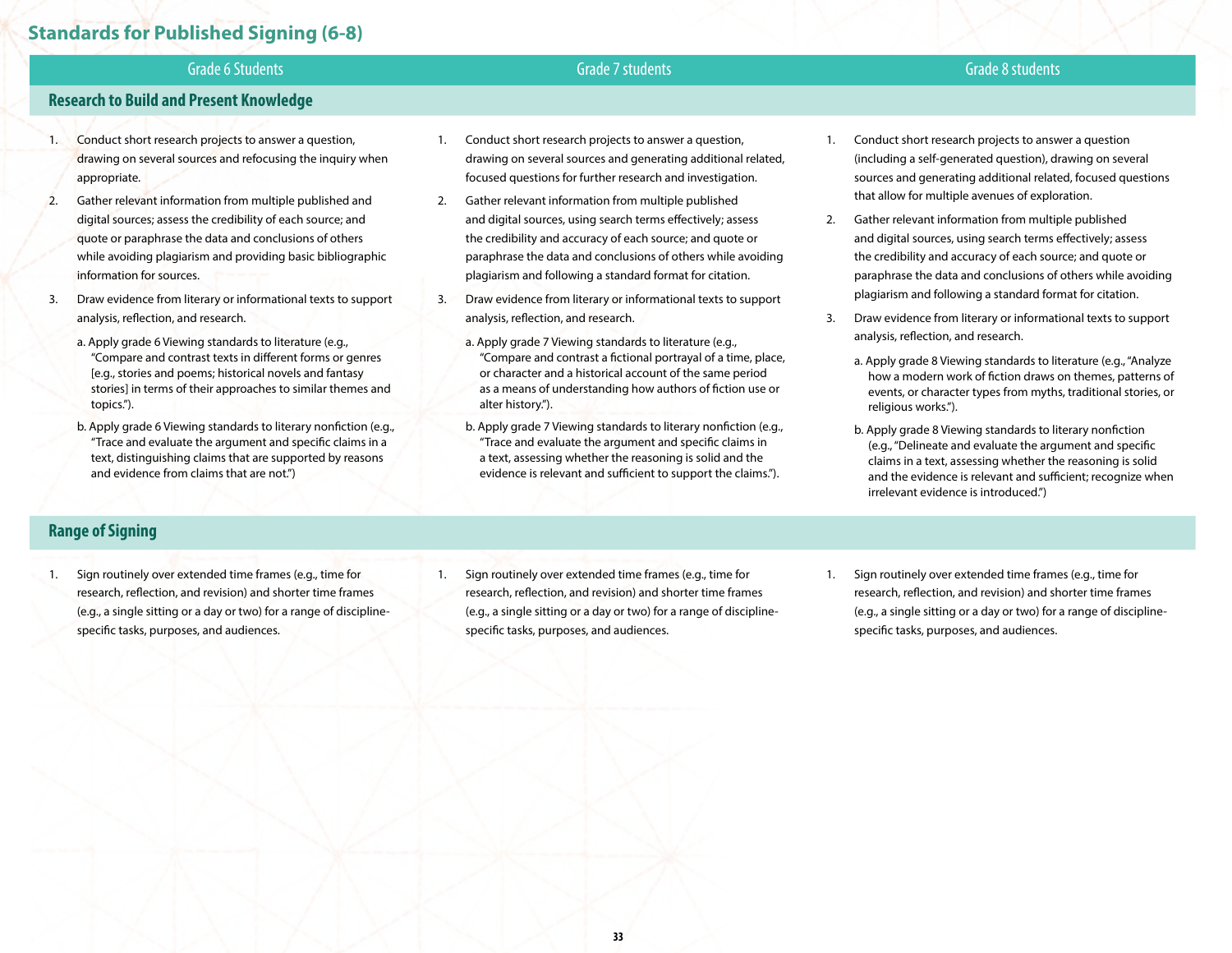## Standards for Published Signing (6-8)

| Grade 6 Students | Grade 7 students | Grade 8 students |
| --- | --- | --- |
| **Research to Build and Present Knowledge** | | |
| 1. Conduct short research projects to answer a question, drawing on several sources and refocusing the inquiry when appropriate. | 1. Conduct short research projects to answer a question, drawing on several sources and generating additional related, focused questions for further research and investigation. | 1. Conduct short research projects to answer a question (including a self-generated question), drawing on several sources and generating additional related, focused questions that allow for multiple avenues of exploration. |
| 2. Gather relevant information from multiple published and digital sources; assess the credibility of each source; and quote or paraphrase the data and conclusions of others while avoiding plagiarism and providing basic bibliographic information for sources. | 2. Gather relevant information from multiple published and digital sources, using search terms effectively; assess the credibility and accuracy of each source; and quote or paraphrase the data and conclusions of others while avoiding plagiarism and following a standard format for citation. | 2. Gather relevant information from multiple published and digital sources, using search terms effectively; assess the credibility and accuracy of each source; and quote or paraphrase the data and conclusions of others while avoiding plagiarism and following a standard format for citation. |
| 3. Draw evidence from literary or informational texts to support analysis, reflection, and research.<br>a. Apply grade 6 Viewing standards to literature (e.g., "Compare and contrast texts in different forms or genres [e.g., stories and poems; historical novels and fantasy stories] in terms of their approaches to similar themes and topics.").<br>b. Apply grade 6 Viewing standards to literary nonfiction (e.g., "Trace and evaluate the argument and specific claims in a text, distinguishing claims that are supported by reasons and evidence from claims that are not.") | 3. Draw evidence from literary or informational texts to support analysis, reflection, and research.<br>a. Apply grade 7 Viewing standards to literature (e.g., "Compare and contrast a fictional portrayal of a time, place, or character and a historical account of the same period as a means of understanding how authors of fiction use or alter history.").<br>b. Apply grade 7 Viewing standards to literary nonfiction (e.g., "Trace and evaluate the argument and specific claims in a text, assessing whether the reasoning is solid and the evidence is relevant and sufficient to support the claims."). | 3. Draw evidence from literary or informational texts to support analysis, reflection, and research.<br>a. Apply grade 8 Viewing standards to literature (e.g., "Analyze how a modern work of fiction draws on themes, patterns of events, or character types from myths, traditional stories, or religious works.").<br>b. Apply grade 8 Viewing standards to literary nonfiction (e.g., "Delineate and evaluate the argument and specific claims in a text, assessing whether the reasoning is solid and the evidence is relevant and sufficient; recognize when irrelevant evidence is introduced.") |
| **Range of Signing** | | |
| 1. Sign routinely over extended time frames (e.g., time for research, reflection, and revision) and shorter time frames (e.g., a single sitting or a day or two) for a range of discipline-specific tasks, purposes, and audiences. | 1. Sign routinely over extended time frames (e.g., time for research, reflection, and revision) and shorter time frames (e.g., a single sitting or a day or two) for a range of discipline-specific tasks, purposes, and audiences. | 1. Sign routinely over extended time frames (e.g., time for research, reflection, and revision) and shorter time frames (e.g., a single sitting or a day or two) for a range of discipline-specific tasks, purposes, and audiences. |